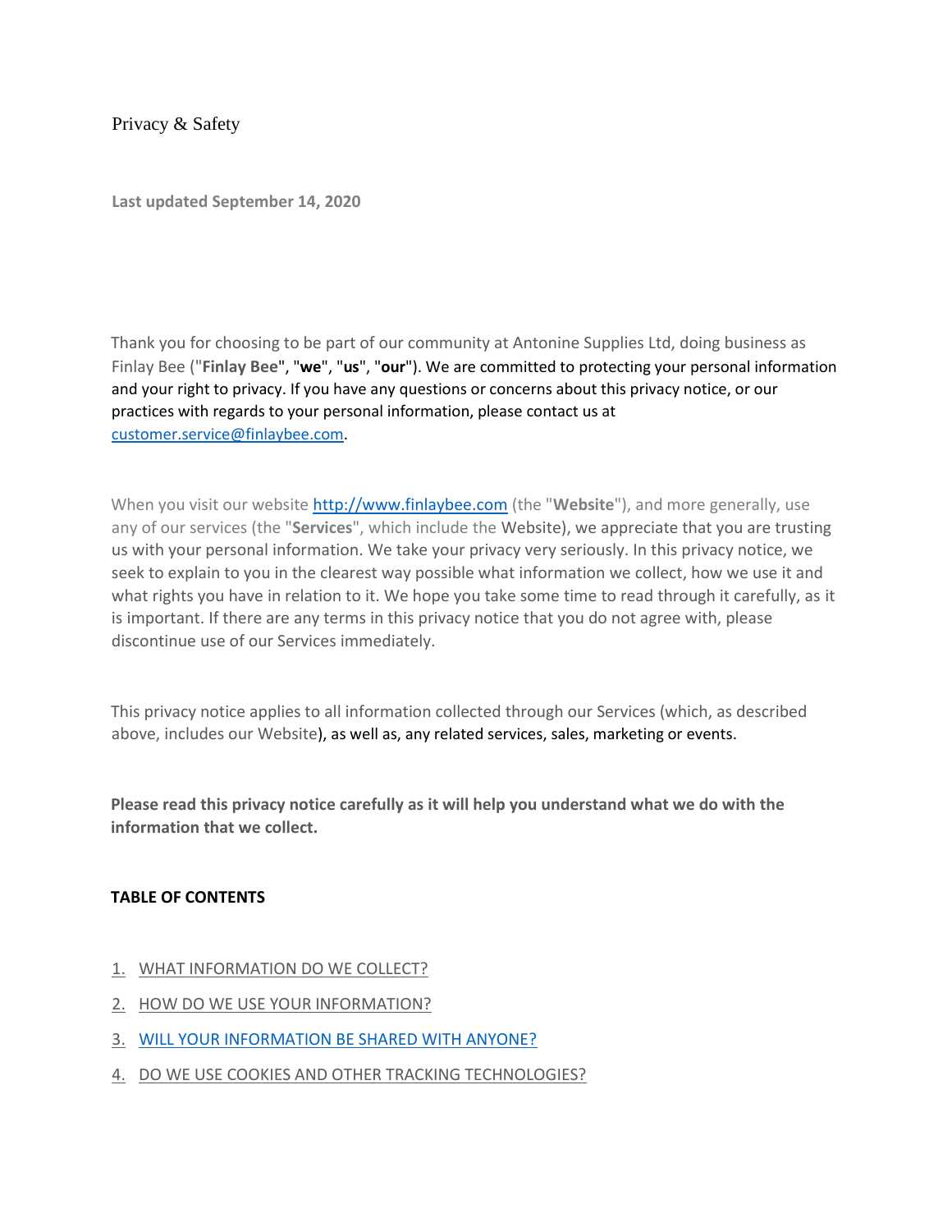# Privacy & Safety

**Last updated September 14, 2020**

Thank you for choosing to be part of our community at Antonine Supplies Ltd, doing business as Finlay Bee ("**Finlay Bee**", "**we**", "**us**", "**our**"). We are committed to protecting your personal information and your right to privacy. If you have any questions or concerns about this privacy notice, or our practices with regards to your personal information, please contact us at customer.service@finlaybee.com.

When you visit our website http://www.finlaybee.com (the "**Website**"), and more generally, use any of our services (the "**Services**", which include the Website), we appreciate that you are trusting us with your personal information. We take your privacy very seriously. In this privacy notice, we seek to explain to you in the clearest way possible what information we collect, how we use it and what rights you have in relation to it. We hope you take some time to read through it carefully, as it is important. If there are any terms in this privacy notice that you do not agree with, please discontinue use of our Services immediately.

This privacy notice applies to all information collected through our Services (which, as described above, includes our Website), as well as, any related services, sales, marketing or events.

**Please read this privacy notice carefully as it will help you understand what we do with the information that we collect.**

**TABLE OF CONTENTS**

1. WHAT INFORMATION DO WE COLLECT?
2. HOW DO WE USE YOUR INFORMATION?
3. WILL YOUR INFORMATION BE SHARED WITH ANYONE?
4. DO WE USE COOKIES AND OTHER TRACKING TECHNOLOGIES?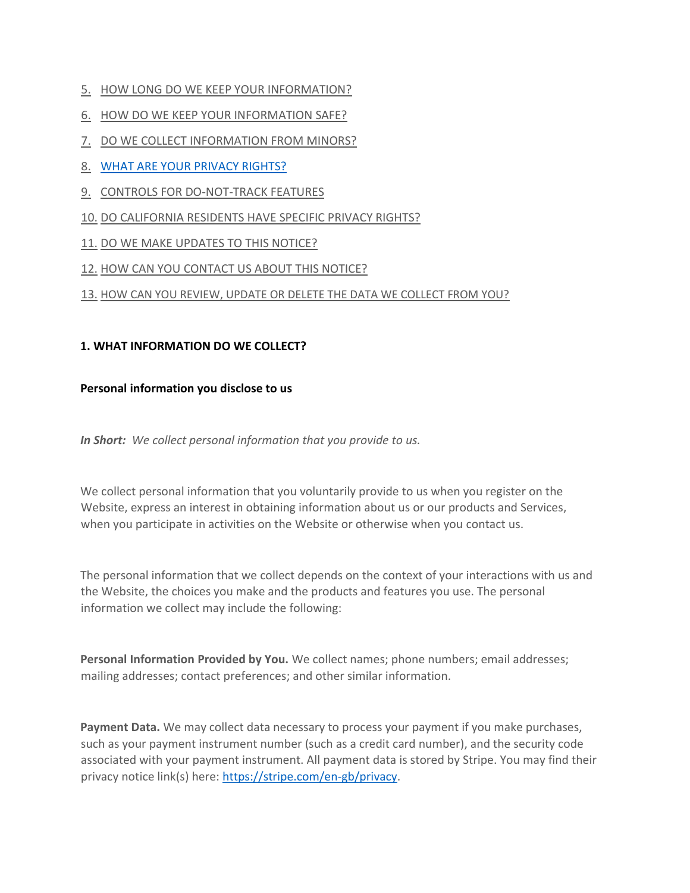5. HOW LONG DO WE KEEP YOUR INFORMATION?
6. HOW DO WE KEEP YOUR INFORMATION SAFE?
7. DO WE COLLECT INFORMATION FROM MINORS?
8. WHAT ARE YOUR PRIVACY RIGHTS?
9. CONTROLS FOR DO-NOT-TRACK FEATURES
10. DO CALIFORNIA RESIDENTS HAVE SPECIFIC PRIVACY RIGHTS?
11. DO WE MAKE UPDATES TO THIS NOTICE?
12. HOW CAN YOU CONTACT US ABOUT THIS NOTICE?
13. HOW CAN YOU REVIEW, UPDATE OR DELETE THE DATA WE COLLECT FROM YOU?

## 1. WHAT INFORMATION DO WE COLLECT?

### Personal information you disclose to us

***In Short:*** *We collect personal information that you provide to us.*

We collect personal information that you voluntarily provide to us when you register on the Website, express an interest in obtaining information about us or our products and Services, when you participate in activities on the Website or otherwise when you contact us.

The personal information that we collect depends on the context of your interactions with us and the Website, the choices you make and the products and features you use. The personal information we collect may include the following:

**Personal Information Provided by You.** We collect names; phone numbers; email addresses; mailing addresses; contact preferences; and other similar information.

**Payment Data.** We may collect data necessary to process your payment if you make purchases, such as your payment instrument number (such as a credit card number), and the security code associated with your payment instrument. All payment data is stored by Stripe. You may find their privacy notice link(s) here: https://stripe.com/en-gb/privacy.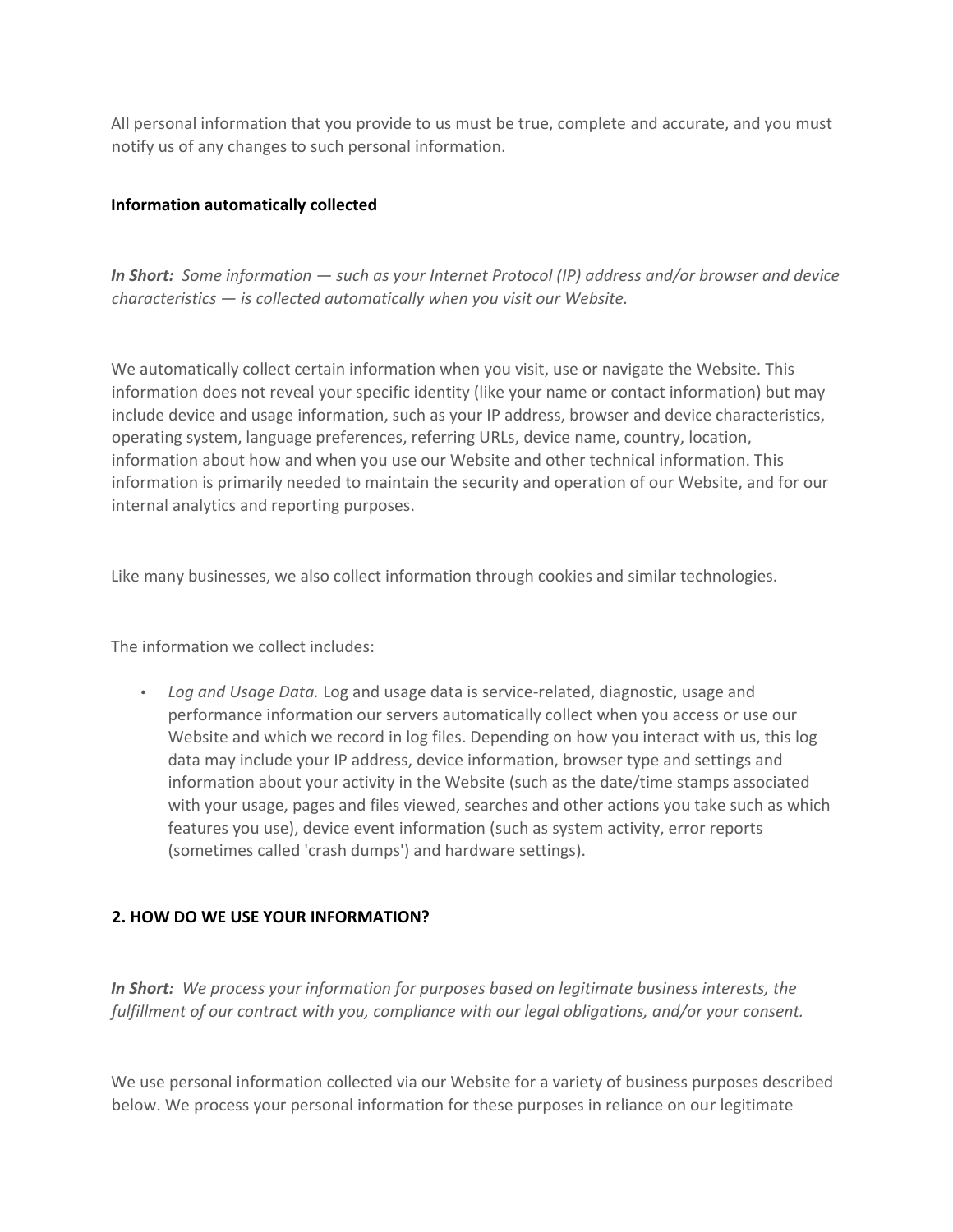All personal information that you provide to us must be true, complete and accurate, and you must notify us of any changes to such personal information.

**Information automatically collected**

***In Short:*** *Some information — such as your Internet Protocol (IP) address and/or browser and device characteristics — is collected automatically when you visit our Website.*

We automatically collect certain information when you visit, use or navigate the Website. This information does not reveal your specific identity (like your name or contact information) but may include device and usage information, such as your IP address, browser and device characteristics, operating system, language preferences, referring URLs, device name, country, location, information about how and when you use our Website and other technical information. This information is primarily needed to maintain the security and operation of our Website, and for our internal analytics and reporting purposes.

Like many businesses, we also collect information through cookies and similar technologies.

The information we collect includes:

- *Log and Usage Data.* Log and usage data is service-related, diagnostic, usage and performance information our servers automatically collect when you access or use our Website and which we record in log files. Depending on how you interact with us, this log data may include your IP address, device information, browser type and settings and information about your activity in the Website (such as the date/time stamps associated with your usage, pages and files viewed, searches and other actions you take such as which features you use), device event information (such as system activity, error reports (sometimes called 'crash dumps') and hardware settings).

## 2. HOW DO WE USE YOUR INFORMATION?

***In Short:*** *We process your information for purposes based on legitimate business interests, the fulfillment of our contract with you, compliance with our legal obligations, and/or your consent.*

We use personal information collected via our Website for a variety of business purposes described below. We process your personal information for these purposes in reliance on our legitimate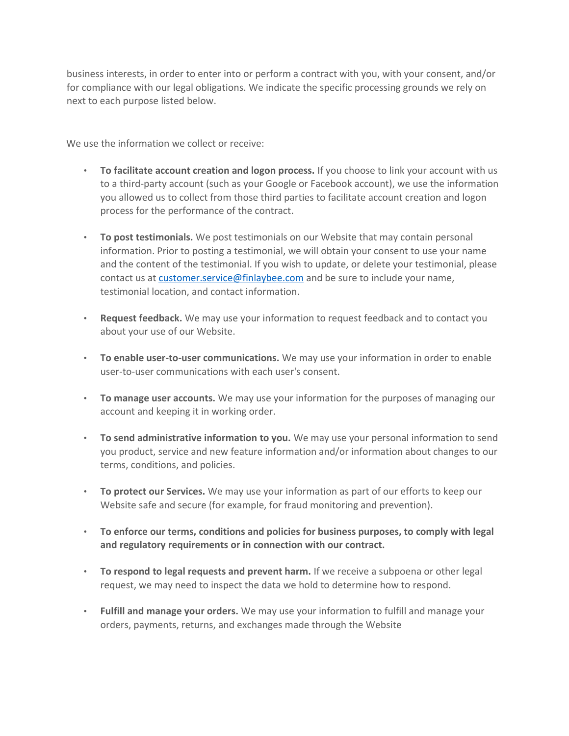business interests, in order to enter into or perform a contract with you, with your consent, and/or for compliance with our legal obligations. We indicate the specific processing grounds we rely on next to each purpose listed below.

We use the information we collect or receive:

- **To facilitate account creation and logon process.** If you choose to link your account with us to a third-party account (such as your Google or Facebook account), we use the information you allowed us to collect from those third parties to facilitate account creation and logon process for the performance of the contract.
- **To post testimonials.** We post testimonials on our Website that may contain personal information. Prior to posting a testimonial, we will obtain your consent to use your name and the content of the testimonial. If you wish to update, or delete your testimonial, please contact us at customer.service@finlaybee.com and be sure to include your name, testimonial location, and contact information.
- **Request feedback.** We may use your information to request feedback and to contact you about your use of our Website.
- **To enable user-to-user communications.** We may use your information in order to enable user-to-user communications with each user's consent.
- **To manage user accounts.** We may use your information for the purposes of managing our account and keeping it in working order.
- **To send administrative information to you.** We may use your personal information to send you product, service and new feature information and/or information about changes to our terms, conditions, and policies.
- **To protect our Services.** We may use your information as part of our efforts to keep our Website safe and secure (for example, for fraud monitoring and prevention).
- **To enforce our terms, conditions and policies for business purposes, to comply with legal and regulatory requirements or in connection with our contract.**
- **To respond to legal requests and prevent harm.** If we receive a subpoena or other legal request, we may need to inspect the data we hold to determine how to respond.
- **Fulfill and manage your orders.** We may use your information to fulfill and manage your orders, payments, returns, and exchanges made through the Website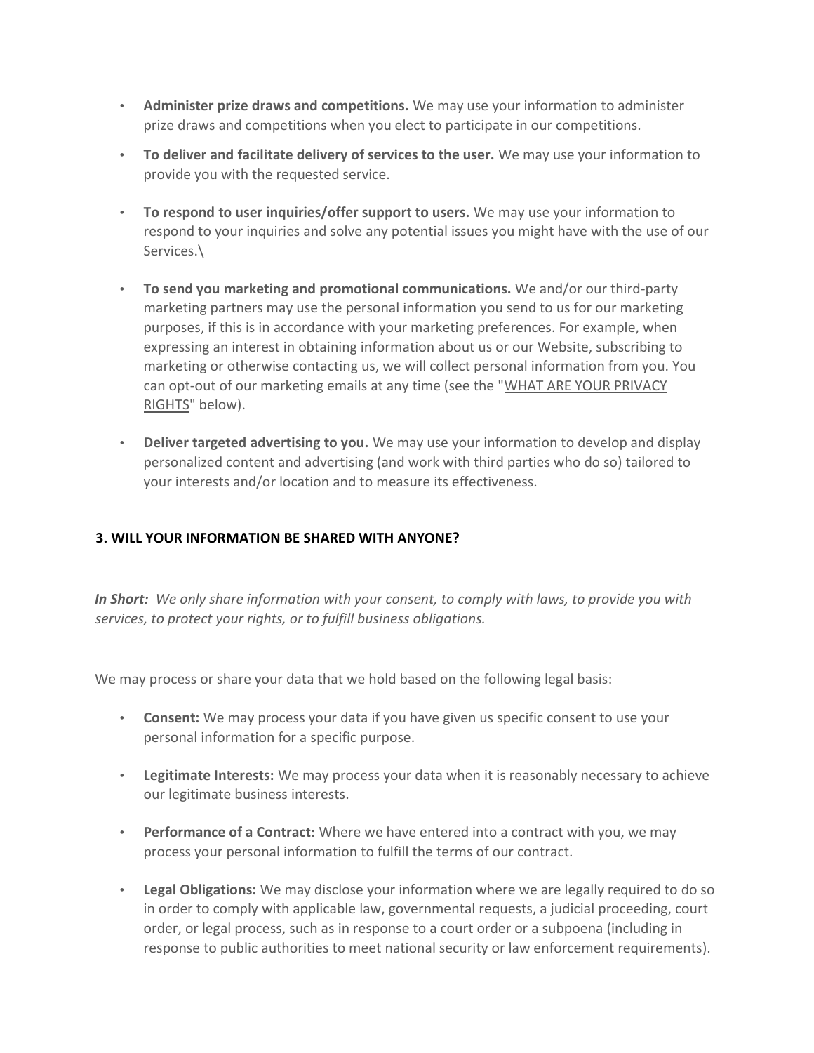- **Administer prize draws and competitions.** We may use your information to administer prize draws and competitions when you elect to participate in our competitions.
- **To deliver and facilitate delivery of services to the user.** We may use your information to provide you with the requested service.
- **To respond to user inquiries/offer support to users.** We may use your information to respond to your inquiries and solve any potential issues you might have with the use of our Services.\
- **To send you marketing and promotional communications.** We and/or our third-party marketing partners may use the personal information you send to us for our marketing purposes, if this is in accordance with your marketing preferences. For example, when expressing an interest in obtaining information about us or our Website, subscribing to marketing or otherwise contacting us, we will collect personal information from you. You can opt-out of our marketing emails at any time (see the "WHAT ARE YOUR PRIVACY RIGHTS" below).
- **Deliver targeted advertising to you.** We may use your information to develop and display personalized content and advertising (and work with third parties who do so) tailored to your interests and/or location and to measure its effectiveness.

### 3. WILL YOUR INFORMATION BE SHARED WITH ANYONE?

***In Short:*** *We only share information with your consent, to comply with laws, to provide you with services, to protect your rights, or to fulfill business obligations.*

We may process or share your data that we hold based on the following legal basis:

- **Consent:** We may process your data if you have given us specific consent to use your personal information for a specific purpose.
- **Legitimate Interests:** We may process your data when it is reasonably necessary to achieve our legitimate business interests.
- **Performance of a Contract:** Where we have entered into a contract with you, we may process your personal information to fulfill the terms of our contract.
- **Legal Obligations:** We may disclose your information where we are legally required to do so in order to comply with applicable law, governmental requests, a judicial proceeding, court order, or legal process, such as in response to a court order or a subpoena (including in response to public authorities to meet national security or law enforcement requirements).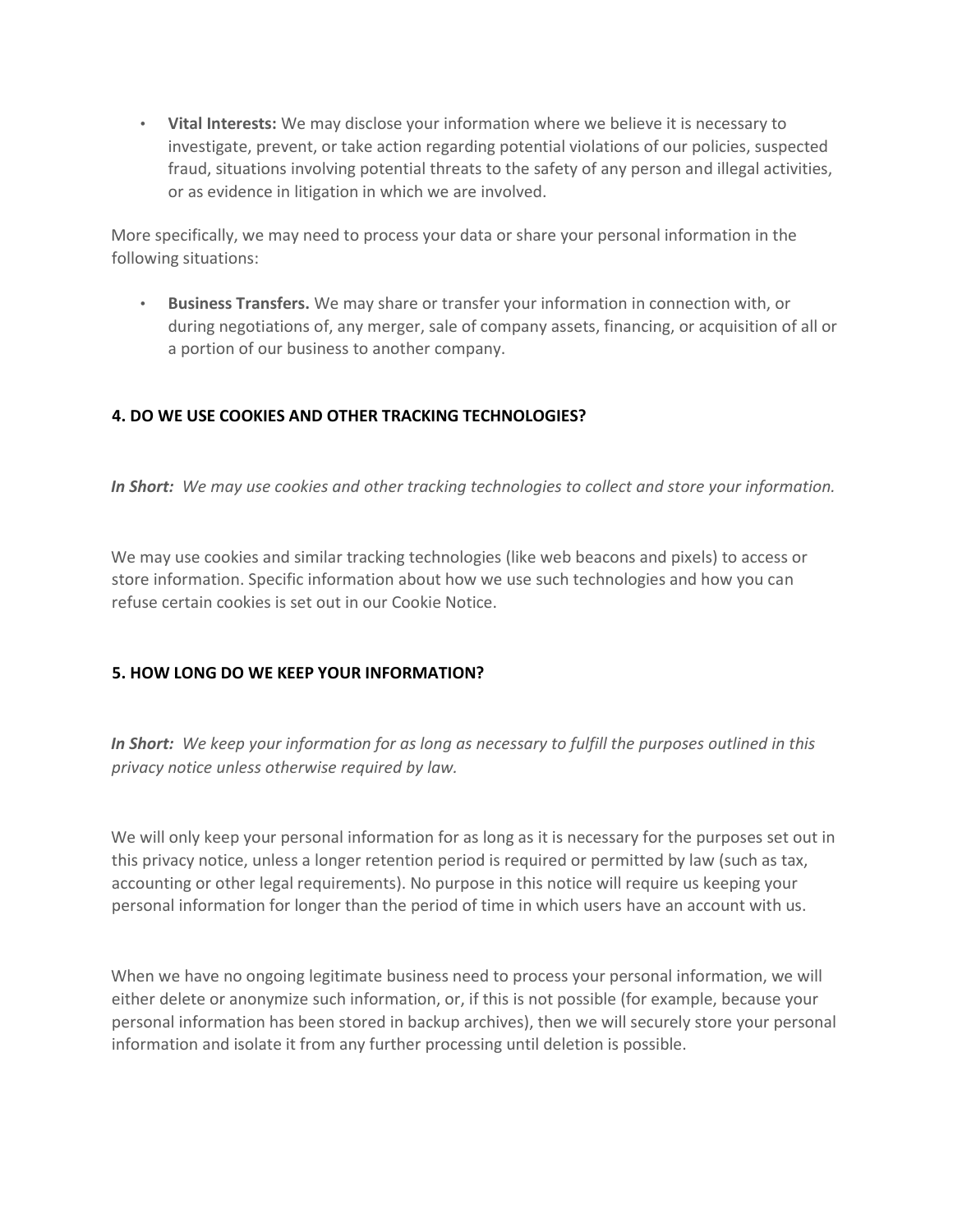- **Vital Interests:** We may disclose your information where we believe it is necessary to investigate, prevent, or take action regarding potential violations of our policies, suspected fraud, situations involving potential threats to the safety of any person and illegal activities, or as evidence in litigation in which we are involved.

More specifically, we may need to process your data or share your personal information in the following situations:

- **Business Transfers.** We may share or transfer your information in connection with, or during negotiations of, any merger, sale of company assets, financing, or acquisition of all or a portion of our business to another company.

## 4. DO WE USE COOKIES AND OTHER TRACKING TECHNOLOGIES?

***In Short:*** *We may use cookies and other tracking technologies to collect and store your information.*

We may use cookies and similar tracking technologies (like web beacons and pixels) to access or store information. Specific information about how we use such technologies and how you can refuse certain cookies is set out in our Cookie Notice.

## 5. HOW LONG DO WE KEEP YOUR INFORMATION?

***In Short:*** *We keep your information for as long as necessary to fulfill the purposes outlined in this privacy notice unless otherwise required by law.*

We will only keep your personal information for as long as it is necessary for the purposes set out in this privacy notice, unless a longer retention period is required or permitted by law (such as tax, accounting or other legal requirements). No purpose in this notice will require us keeping your personal information for longer than the period of time in which users have an account with us.

When we have no ongoing legitimate business need to process your personal information, we will either delete or anonymize such information, or, if this is not possible (for example, because your personal information has been stored in backup archives), then we will securely store your personal information and isolate it from any further processing until deletion is possible.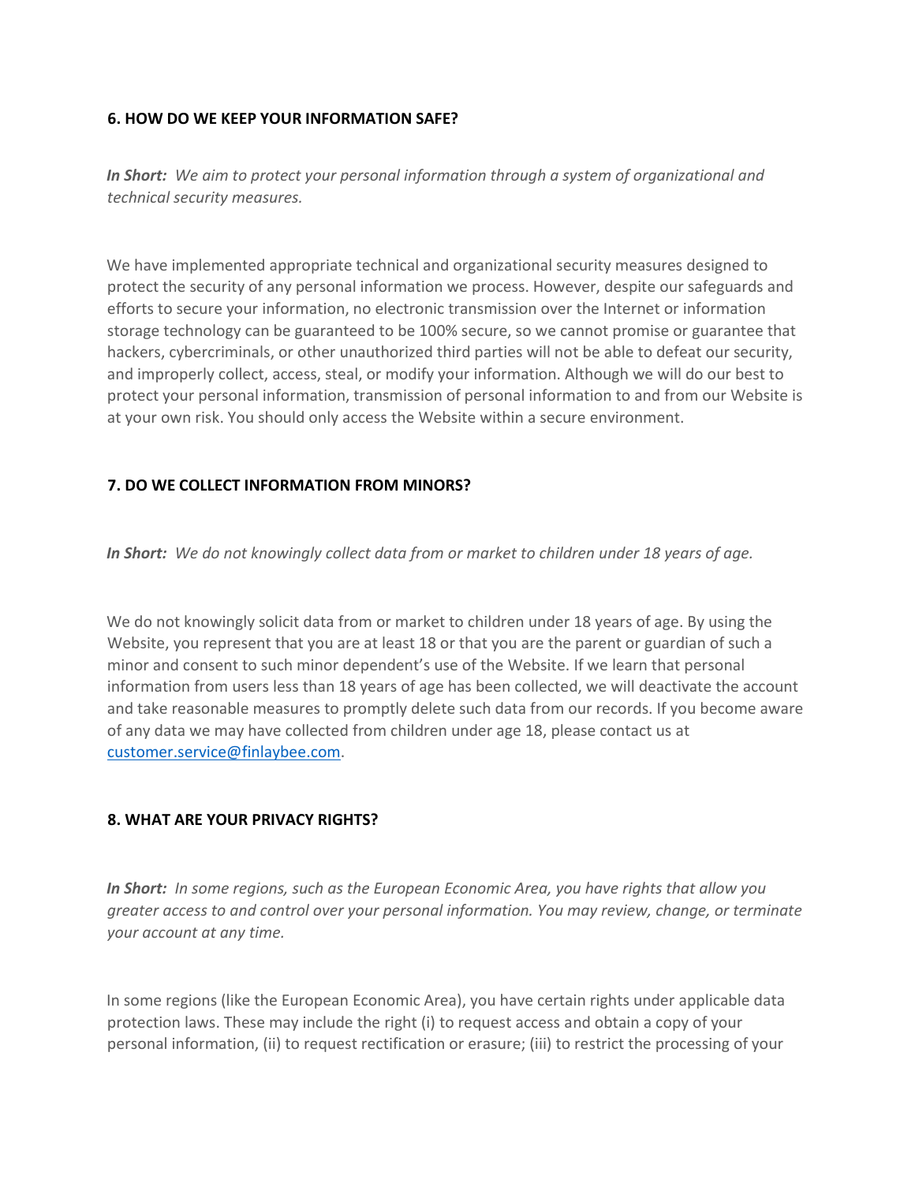### 6. HOW DO WE KEEP YOUR INFORMATION SAFE?

***In Short:*** *We aim to protect your personal information through a system of organizational and technical security measures.*

We have implemented appropriate technical and organizational security measures designed to protect the security of any personal information we process. However, despite our safeguards and efforts to secure your information, no electronic transmission over the Internet or information storage technology can be guaranteed to be 100% secure, so we cannot promise or guarantee that hackers, cybercriminals, or other unauthorized third parties will not be able to defeat our security, and improperly collect, access, steal, or modify your information. Although we will do our best to protect your personal information, transmission of personal information to and from our Website is at your own risk. You should only access the Website within a secure environment.

### 7. DO WE COLLECT INFORMATION FROM MINORS?

***In Short:*** *We do not knowingly collect data from or market to children under 18 years of age.*

We do not knowingly solicit data from or market to children under 18 years of age. By using the Website, you represent that you are at least 18 or that you are the parent or guardian of such a minor and consent to such minor dependent's use of the Website. If we learn that personal information from users less than 18 years of age has been collected, we will deactivate the account and take reasonable measures to promptly delete such data from our records. If you become aware of any data we may have collected from children under age 18, please contact us at [customer.service@finlaybee.com](mailto:customer.service@finlaybee.com).

### 8. WHAT ARE YOUR PRIVACY RIGHTS?

***In Short:*** *In some regions, such as the European Economic Area, you have rights that allow you greater access to and control over your personal information. You may review, change, or terminate your account at any time.*

In some regions (like the European Economic Area), you have certain rights under applicable data protection laws. These may include the right (i) to request access and obtain a copy of your personal information, (ii) to request rectification or erasure; (iii) to restrict the processing of your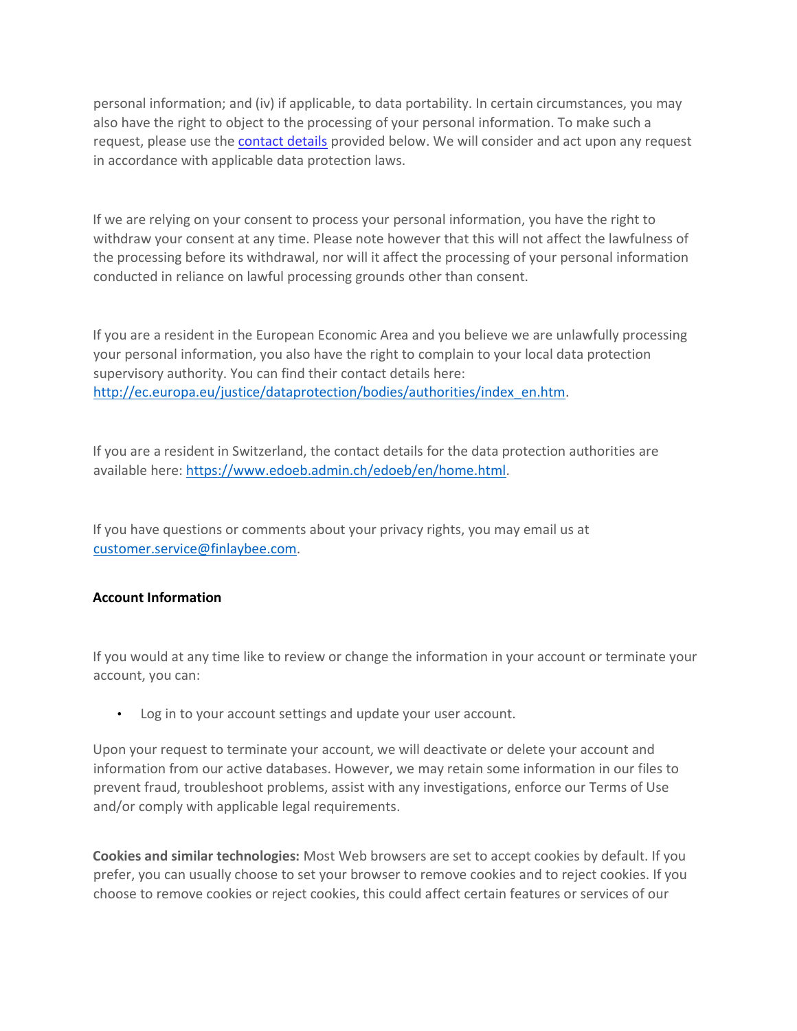personal information; and (iv) if applicable, to data portability. In certain circumstances, you may also have the right to object to the processing of your personal information. To make such a request, please use the [contact details]() provided below. We will consider and act upon any request in accordance with applicable data protection laws.

If we are relying on your consent to process your personal information, you have the right to withdraw your consent at any time. Please note however that this will not affect the lawfulness of the processing before its withdrawal, nor will it affect the processing of your personal information conducted in reliance on lawful processing grounds other than consent.

If you are a resident in the European Economic Area and you believe we are unlawfully processing your personal information, you also have the right to complain to your local data protection supervisory authority. You can find their contact details here: [http://ec.europa.eu/justice/dataprotection/bodies/authorities/index_en.htm](http://ec.europa.eu/justice/dataprotection/bodies/authorities/index_en.htm).

If you are a resident in Switzerland, the contact details for the data protection authorities are available here: [https://www.edoeb.admin.ch/edoeb/en/home.html](https://www.edoeb.admin.ch/edoeb/en/home.html).

If you have questions or comments about your privacy rights, you may email us at [customer.service@finlaybee.com](mailto:customer.service@finlaybee.com).

**Account Information**

If you would at any time like to review or change the information in your account or terminate your account, you can:

- Log in to your account settings and update your user account.

Upon your request to terminate your account, we will deactivate or delete your account and information from our active databases. However, we may retain some information in our files to prevent fraud, troubleshoot problems, assist with any investigations, enforce our Terms of Use and/or comply with applicable legal requirements.

**Cookies and similar technologies:** Most Web browsers are set to accept cookies by default. If you prefer, you can usually choose to set your browser to remove cookies and to reject cookies. If you choose to remove cookies or reject cookies, this could affect certain features or services of our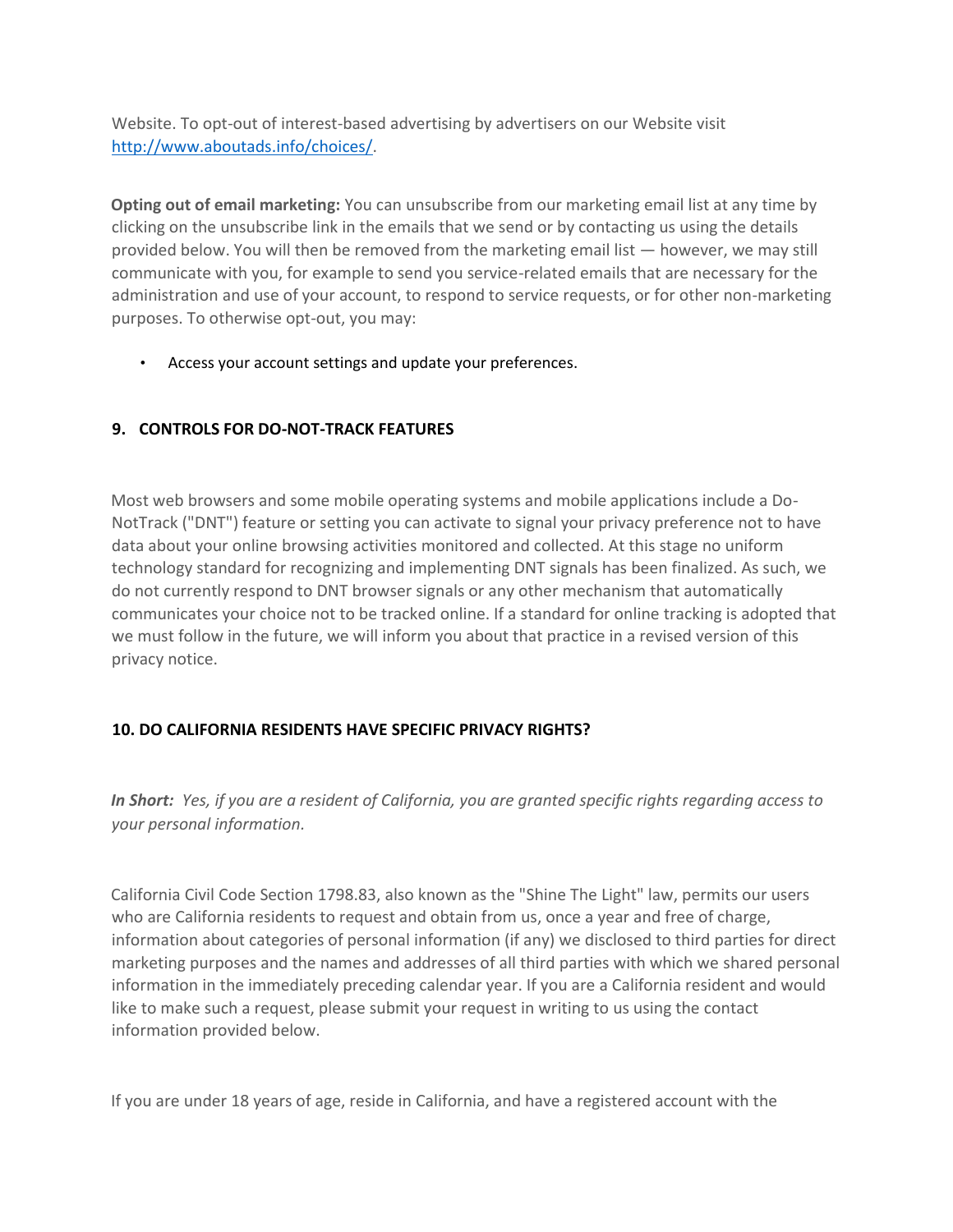Website. To opt-out of interest-based advertising by advertisers on our Website visit [http://www.aboutads.info/choices/](http://www.aboutads.info/choices/).

**Opting out of email marketing:** You can unsubscribe from our marketing email list at any time by clicking on the unsubscribe link in the emails that we send or by contacting us using the details provided below. You will then be removed from the marketing email list — however, we may still communicate with you, for example to send you service-related emails that are necessary for the administration and use of your account, to respond to service requests, or for other non-marketing purposes. To otherwise opt-out, you may:

- Access your account settings and update your preferences.

## 9. CONTROLS FOR DO-NOT-TRACK FEATURES

Most web browsers and some mobile operating systems and mobile applications include a Do-NotTrack ("DNT") feature or setting you can activate to signal your privacy preference not to have data about your online browsing activities monitored and collected. At this stage no uniform technology standard for recognizing and implementing DNT signals has been finalized. As such, we do not currently respond to DNT browser signals or any other mechanism that automatically communicates your choice not to be tracked online. If a standard for online tracking is adopted that we must follow in the future, we will inform you about that practice in a revised version of this privacy notice.

## 10. DO CALIFORNIA RESIDENTS HAVE SPECIFIC PRIVACY RIGHTS?

***In Short:*** *Yes, if you are a resident of California, you are granted specific rights regarding access to your personal information.*

California Civil Code Section 1798.83, also known as the "Shine The Light" law, permits our users who are California residents to request and obtain from us, once a year and free of charge, information about categories of personal information (if any) we disclosed to third parties for direct marketing purposes and the names and addresses of all third parties with which we shared personal information in the immediately preceding calendar year. If you are a California resident and would like to make such a request, please submit your request in writing to us using the contact information provided below.

If you are under 18 years of age, reside in California, and have a registered account with the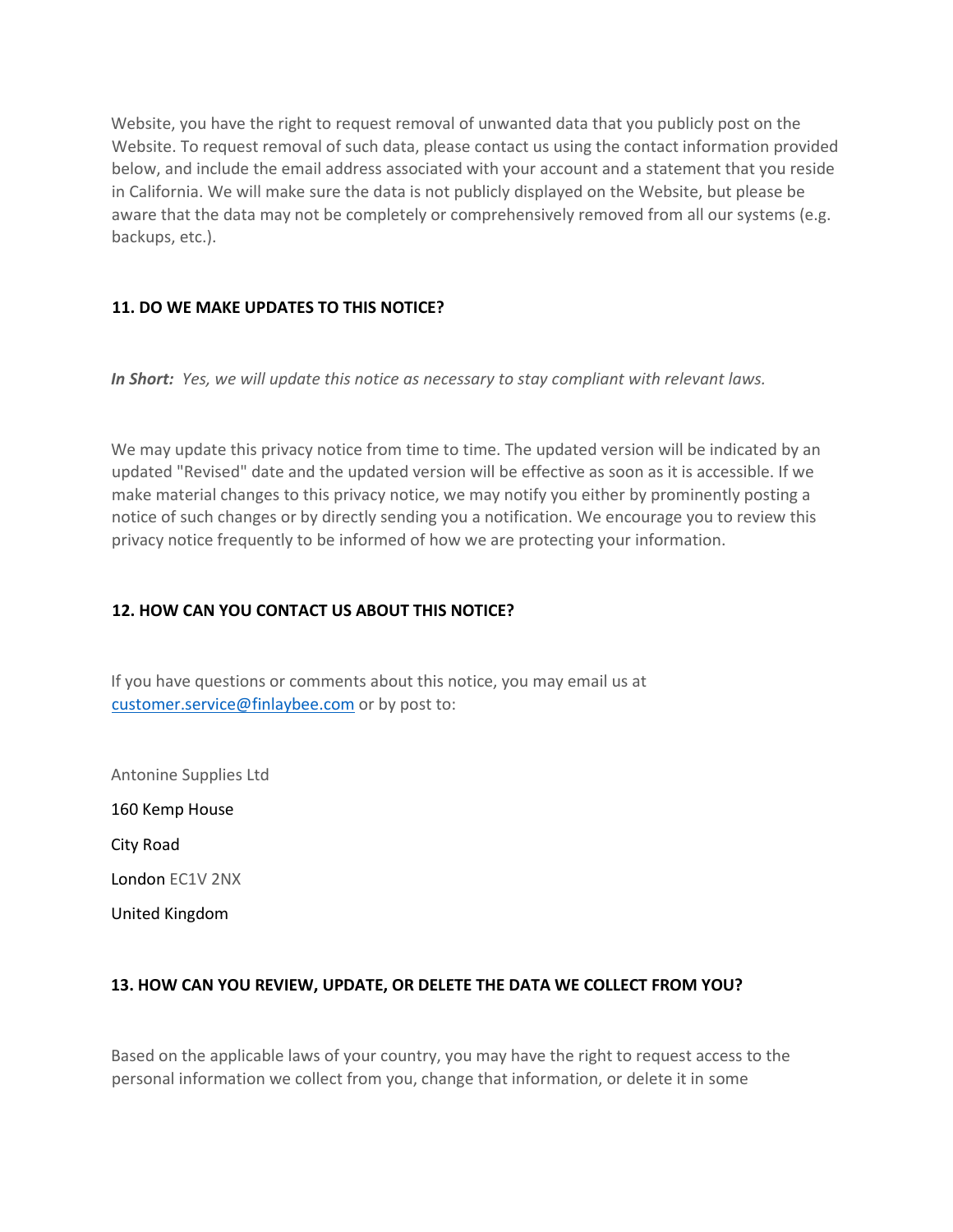Website, you have the right to request removal of unwanted data that you publicly post on the Website. To request removal of such data, please contact us using the contact information provided below, and include the email address associated with your account and a statement that you reside in California. We will make sure the data is not publicly displayed on the Website, but please be aware that the data may not be completely or comprehensively removed from all our systems (e.g. backups, etc.).

## 11. DO WE MAKE UPDATES TO THIS NOTICE?

***In Short:*** *Yes, we will update this notice as necessary to stay compliant with relevant laws.*

We may update this privacy notice from time to time. The updated version will be indicated by an updated "Revised" date and the updated version will be effective as soon as it is accessible. If we make material changes to this privacy notice, we may notify you either by prominently posting a notice of such changes or by directly sending you a notification. We encourage you to review this privacy notice frequently to be informed of how we are protecting your information.

## 12. HOW CAN YOU CONTACT US ABOUT THIS NOTICE?

If you have questions or comments about this notice, you may email us at customer.service@finlaybee.com or by post to:

Antonine Supplies Ltd

160 Kemp House

City Road

London EC1V 2NX

United Kingdom

## 13. HOW CAN YOU REVIEW, UPDATE, OR DELETE THE DATA WE COLLECT FROM YOU?

Based on the applicable laws of your country, you may have the right to request access to the personal information we collect from you, change that information, or delete it in some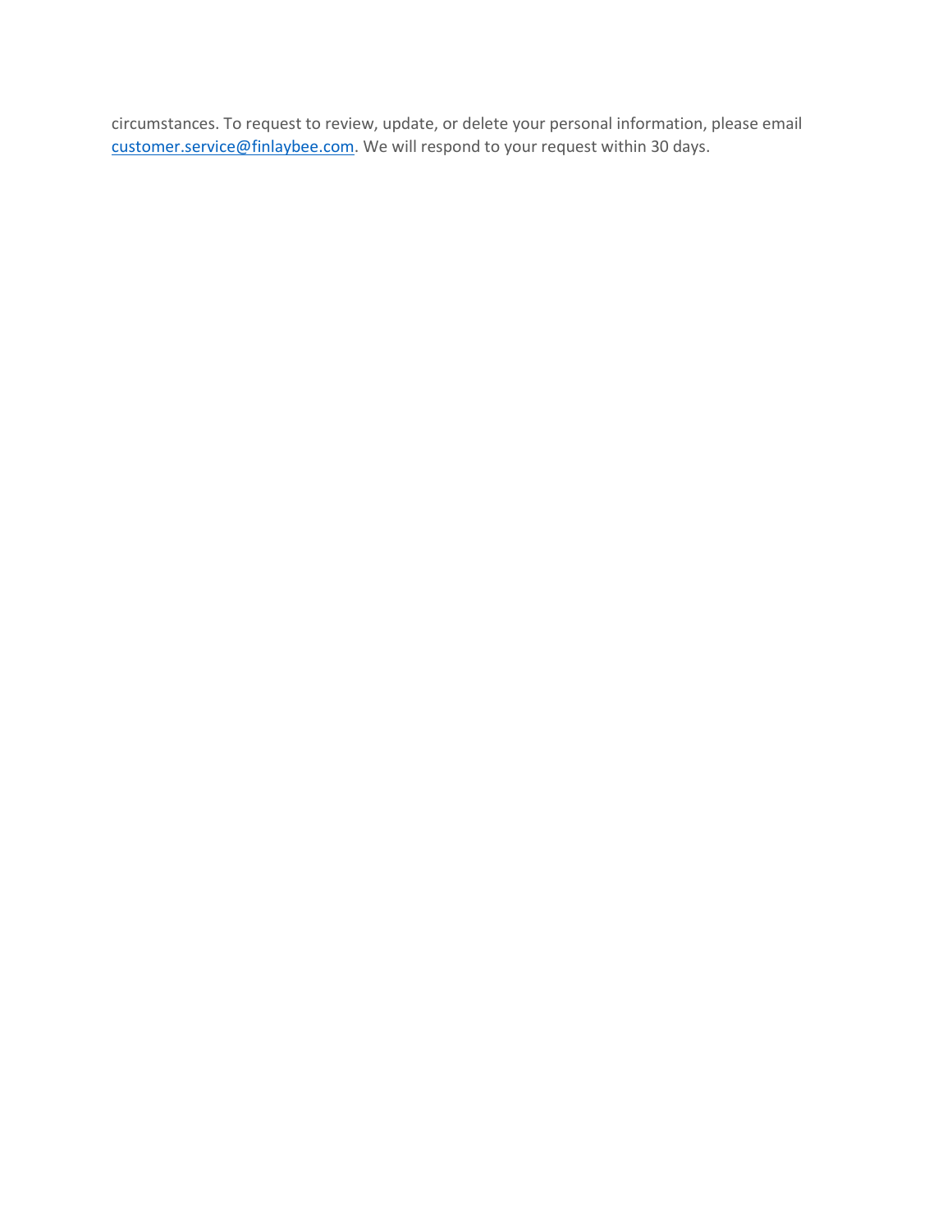circumstances. To request to review, update, or delete your personal information, please email [customer.service@finlaybee.com](mailto:customer.service@finlaybee.com). We will respond to your request within 30 days.